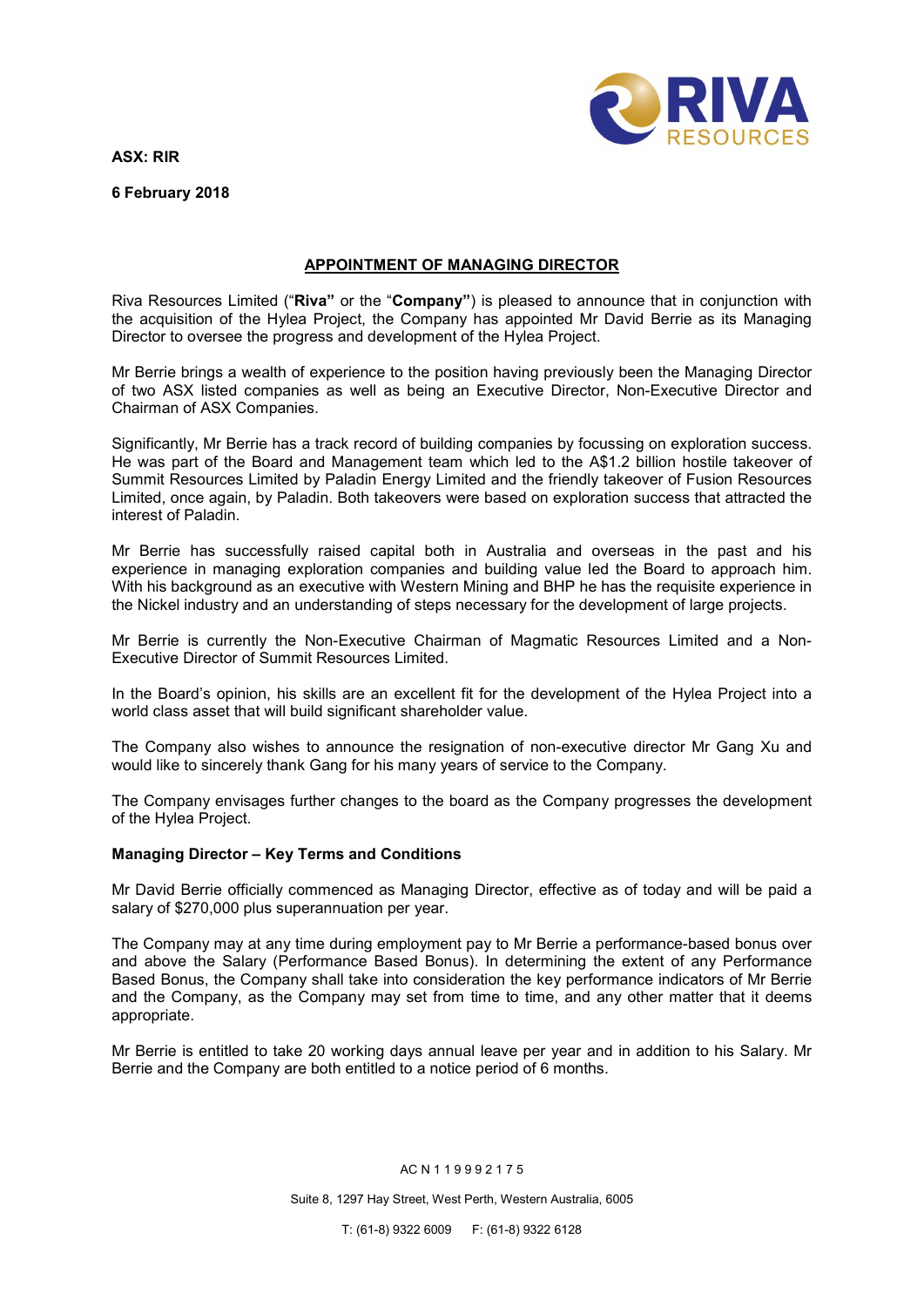**ASX: RIR**

**6 February 2018**

# APPOINTMENT OF MANAGING DIRECTOR

Riva Resources Limited ("**Riva"** or the "**Company"**) is pleased to announce that in conjunction with the acquisition of the Hylea Project, the Company has appointed Mr David Berrie as its Managing Director to oversee the progress and development of the Hylea Project.

Mr Berrie brings a wealth of experience to the position having previously been the Managing Director of two ASX listed companies as well as being an Executive Director, Non-Executive Director and Chairman of ASX Companies.

Significantly, Mr Berrie has a track record of building companies by focussing on exploration success. He was part of the Board and Management team which led to the A$1.2 billion hostile takeover of Summit Resources Limited by Paladin Energy Limited and the friendly takeover of Fusion Resources Limited, once again, by Paladin. Both takeovers were based on exploration success that attracted the interest of Paladin.

Mr Berrie has successfully raised capital both in Australia and overseas in the past and his experience in managing exploration companies and building value led the Board to approach him. With his background as an executive with Western Mining and BHP he has the requisite experience in the Nickel industry and an understanding of steps necessary for the development of large projects.

Mr Berrie is currently the Non-Executive Chairman of Magmatic Resources Limited and a Non-Executive Director of Summit Resources Limited.

In the Board's opinion, his skills are an excellent fit for the development of the Hylea Project into a world class asset that will build significant shareholder value.

The Company also wishes to announce the resignation of non-executive director Mr Gang Xu and would like to sincerely thank Gang for his many years of service to the Company.

The Company envisages further changes to the board as the Company progresses the development of the Hylea Project.

**Managing Director – Key Terms and Conditions**

Mr David Berrie officially commenced as Managing Director, effective as of today and will be paid a salary of $270,000 plus superannuation per year.

The Company may at any time during employment pay to Mr Berrie a performance-based bonus over and above the Salary (Performance Based Bonus). In determining the extent of any Performance Based Bonus, the Company shall take into consideration the key performance indicators of Mr Berrie and the Company, as the Company may set from time to time, and any other matter that it deems appropriate.

Mr Berrie is entitled to take 20 working days annual leave per year and in addition to his Salary. Mr Berrie and the Company are both entitled to a notice period of 6 months.

AC N 1 1 9 9 9 2 1 7 5

Suite 8, 1297 Hay Street, West Perth, Western Australia, 6005

T: (61-8) 9322 6009 F: (61-8) 9322 6128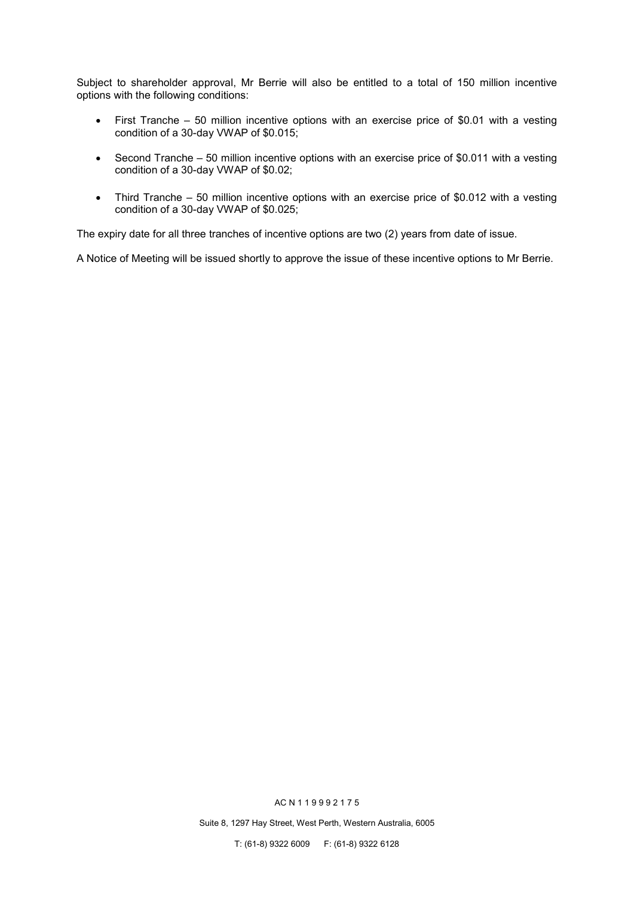Subject to shareholder approval, Mr Berrie will also be entitled to a total of 150 million incentive options with the following conditions:

- First Tranche – 50 million incentive options with an exercise price of $0.01 with a vesting condition of a 30-day VWAP of $0.015;
- Second Tranche – 50 million incentive options with an exercise price of $0.011 with a vesting condition of a 30-day VWAP of $0.02;
- Third Tranche – 50 million incentive options with an exercise price of $0.012 with a vesting condition of a 30-day VWAP of $0.025;

The expiry date for all three tranches of incentive options are two (2) years from date of issue.

A Notice of Meeting will be issued shortly to approve the issue of these incentive options to Mr Berrie.